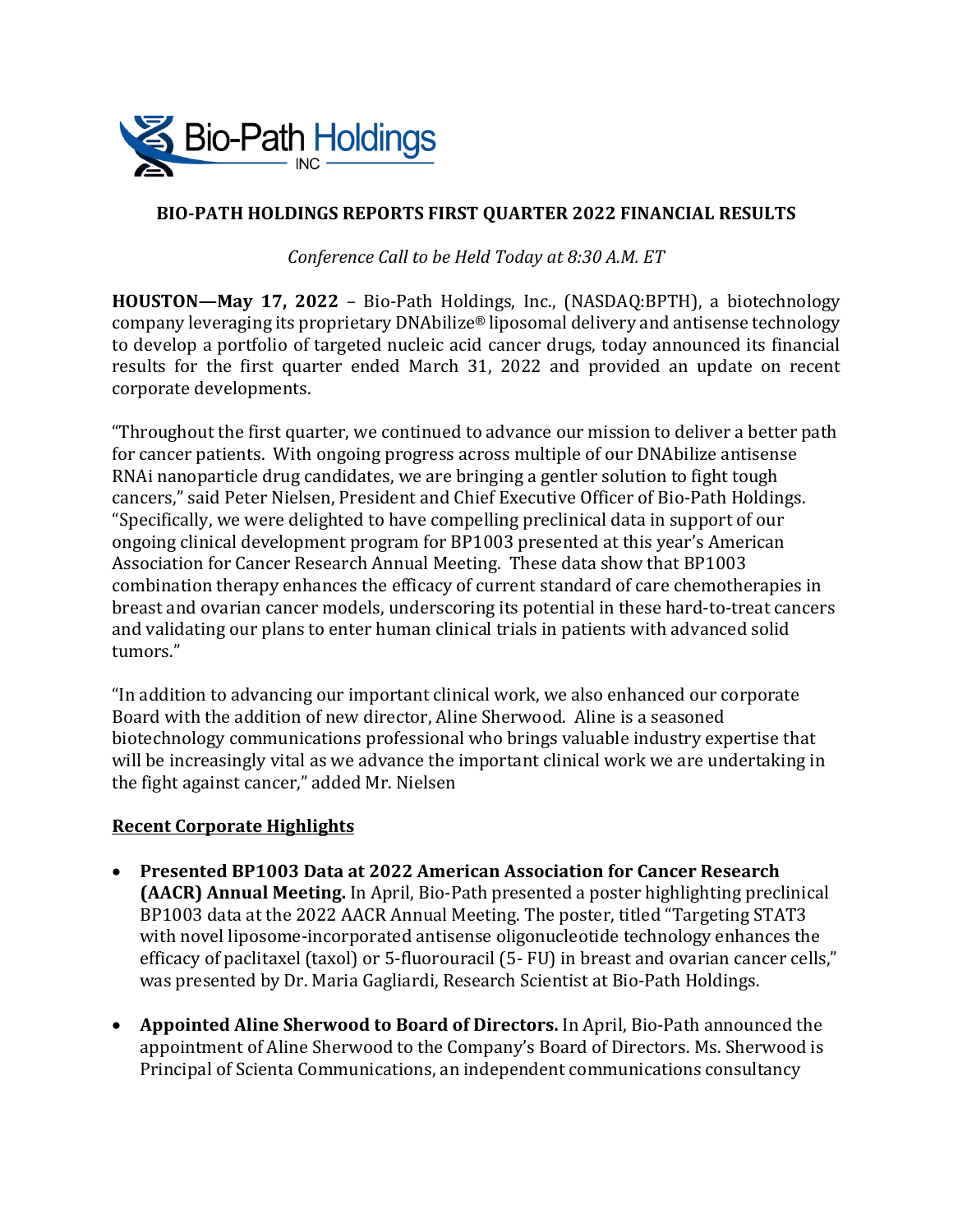# BIO-PATH HOLDINGS REPORTS FIRST QUARTER 2022 FINANCIAL RESULTS

*Conference Call to be Held Today at 8:30 A.M. ET*

**HOUSTON—May 17, 2022** – Bio-Path Holdings, Inc., (NASDAQ:BPTH), a biotechnology company leveraging its proprietary DNAbilize® liposomal delivery and antisense technology to develop a portfolio of targeted nucleic acid cancer drugs, today announced its financial results for the first quarter ended March 31, 2022 and provided an update on recent corporate developments.

"Throughout the first quarter, we continued to advance our mission to deliver a better path for cancer patients. With ongoing progress across multiple of our DNAbilize antisense RNAi nanoparticle drug candidates, we are bringing a gentler solution to fight tough cancers," said Peter Nielsen, President and Chief Executive Officer of Bio-Path Holdings. "Specifically, we were delighted to have compelling preclinical data in support of our ongoing clinical development program for BP1003 presented at this year's American Association for Cancer Research Annual Meeting. These data show that BP1003 combination therapy enhances the efficacy of current standard of care chemotherapies in breast and ovarian cancer models, underscoring its potential in these hard-to-treat cancers and validating our plans to enter human clinical trials in patients with advanced solid tumors."

"In addition to advancing our important clinical work, we also enhanced our corporate Board with the addition of new director, Aline Sherwood. Aline is a seasoned biotechnology communications professional who brings valuable industry expertise that will be increasingly vital as we advance the important clinical work we are undertaking in the fight against cancer," added Mr. Nielsen

## Recent Corporate Highlights

- **Presented BP1003 Data at 2022 American Association for Cancer Research (AACR) Annual Meeting.** In April, Bio-Path presented a poster highlighting preclinical BP1003 data at the 2022 AACR Annual Meeting. The poster, titled "Targeting STAT3 with novel liposome-incorporated antisense oligonucleotide technology enhances the efficacy of paclitaxel (taxol) or 5-fluorouracil (5- FU) in breast and ovarian cancer cells," was presented by Dr. Maria Gagliardi, Research Scientist at Bio-Path Holdings.

- **Appointed Aline Sherwood to Board of Directors.** In April, Bio-Path announced the appointment of Aline Sherwood to the Company's Board of Directors. Ms. Sherwood is Principal of Scienta Communications, an independent communications consultancy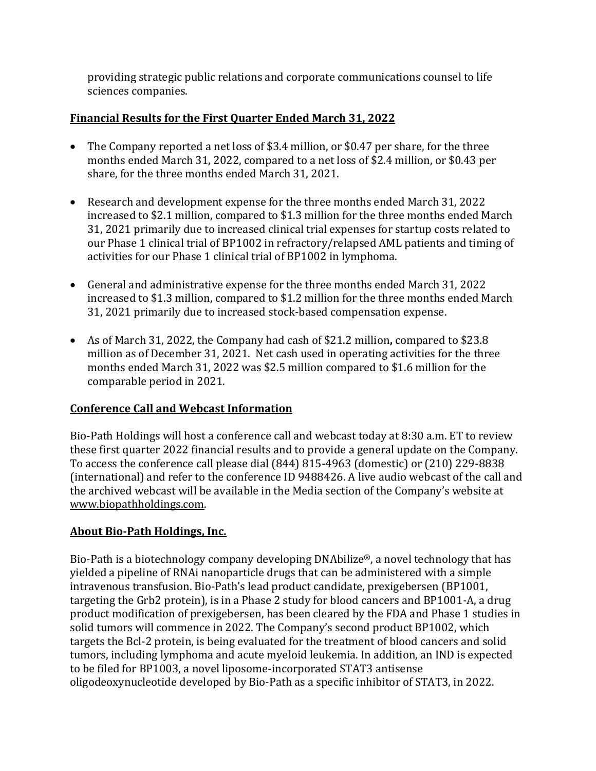providing strategic public relations and corporate communications counsel to life sciences companies.

**Financial Results for the First Quarter Ended March 31, 2022**

- The Company reported a net loss of $3.4 million, or $0.47 per share, for the three months ended March 31, 2022, compared to a net loss of $2.4 million, or $0.43 per share, for the three months ended March 31, 2021.

- Research and development expense for the three months ended March 31, 2022 increased to $2.1 million, compared to $1.3 million for the three months ended March 31, 2021 primarily due to increased clinical trial expenses for startup costs related to our Phase 1 clinical trial of BP1002 in refractory/relapsed AML patients and timing of activities for our Phase 1 clinical trial of BP1002 in lymphoma.

- General and administrative expense for the three months ended March 31, 2022 increased to $1.3 million, compared to $1.2 million for the three months ended March 31, 2021 primarily due to increased stock-based compensation expense.

- As of March 31, 2022, the Company had cash of $21.2 million**,** compared to $23.8 million as of December 31, 2021. Net cash used in operating activities for the three months ended March 31, 2022 was $2.5 million compared to $1.6 million for the comparable period in 2021.

**Conference Call and Webcast Information**

Bio-Path Holdings will host a conference call and webcast today at 8:30 a.m. ET to review these first quarter 2022 financial results and to provide a general update on the Company. To access the conference call please dial (844) 815-4963 (domestic) or (210) 229-8838 (international) and refer to the conference ID 9488426. A live audio webcast of the call and the archived webcast will be available in the Media section of the Company's website at www.biopathholdings.com.

**About Bio-Path Holdings, Inc.**

Bio-Path is a biotechnology company developing DNAbilize®, a novel technology that has yielded a pipeline of RNAi nanoparticle drugs that can be administered with a simple intravenous transfusion. Bio-Path's lead product candidate, prexigebersen (BP1001, targeting the Grb2 protein), is in a Phase 2 study for blood cancers and BP1001-A, a drug product modification of prexigebersen, has been cleared by the FDA and Phase 1 studies in solid tumors will commence in 2022. The Company's second product BP1002, which targets the Bcl-2 protein, is being evaluated for the treatment of blood cancers and solid tumors, including lymphoma and acute myeloid leukemia. In addition, an IND is expected to be filed for BP1003, a novel liposome-incorporated STAT3 antisense oligodeoxynucleotide developed by Bio-Path as a specific inhibitor of STAT3, in 2022.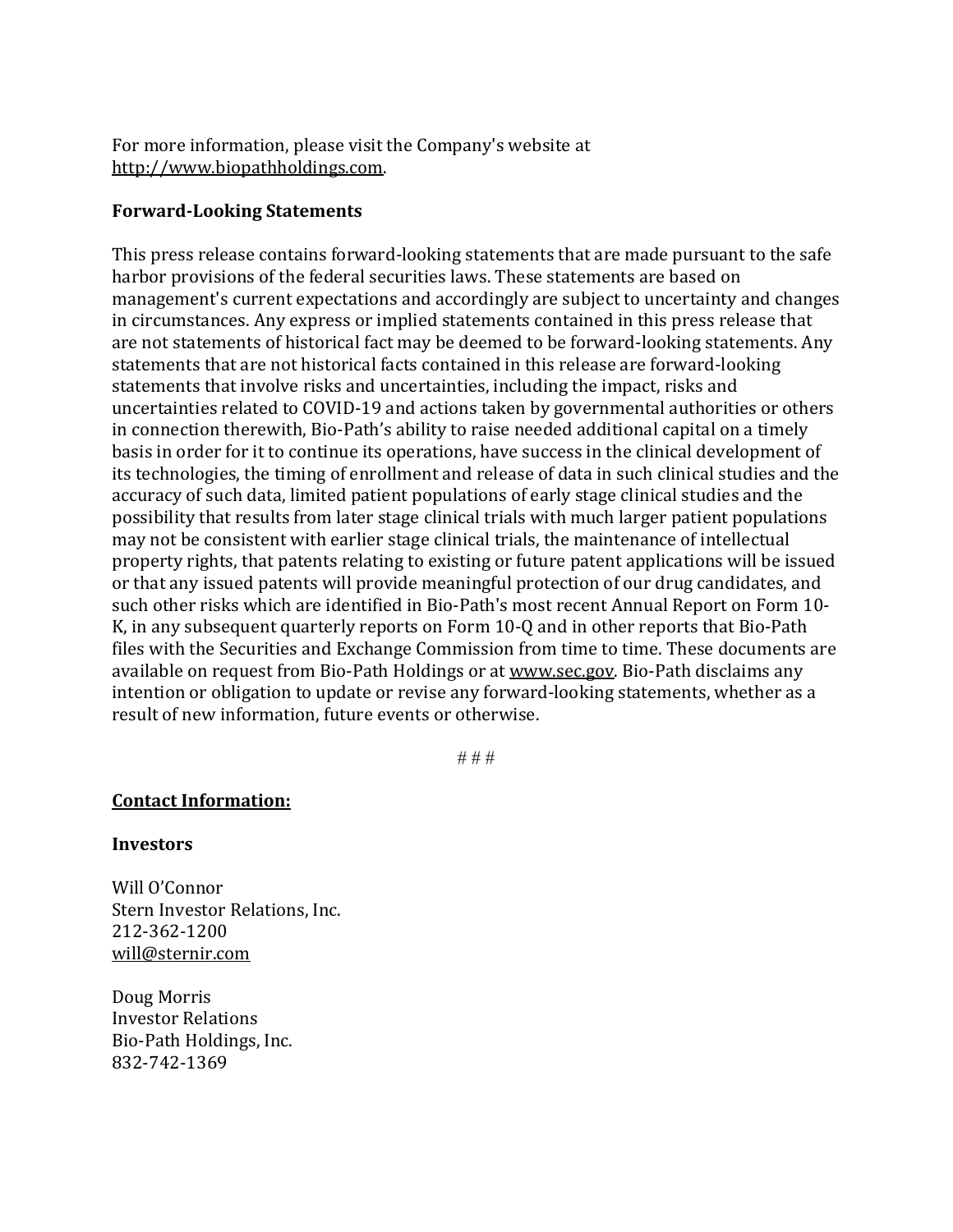For more information, please visit the Company's website at http://www.biopathholdings.com.

**Forward-Looking Statements**

This press release contains forward-looking statements that are made pursuant to the safe harbor provisions of the federal securities laws. These statements are based on management's current expectations and accordingly are subject to uncertainty and changes in circumstances. Any express or implied statements contained in this press release that are not statements of historical fact may be deemed to be forward-looking statements. Any statements that are not historical facts contained in this release are forward-looking statements that involve risks and uncertainties, including the impact, risks and uncertainties related to COVID-19 and actions taken by governmental authorities or others in connection therewith, Bio-Path's ability to raise needed additional capital on a timely basis in order for it to continue its operations, have success in the clinical development of its technologies, the timing of enrollment and release of data in such clinical studies and the accuracy of such data, limited patient populations of early stage clinical studies and the possibility that results from later stage clinical trials with much larger patient populations may not be consistent with earlier stage clinical trials, the maintenance of intellectual property rights, that patents relating to existing or future patent applications will be issued or that any issued patents will provide meaningful protection of our drug candidates, and such other risks which are identified in Bio-Path's most recent Annual Report on Form 10-K, in any subsequent quarterly reports on Form 10-Q and in other reports that Bio-Path files with the Securities and Exchange Commission from time to time. These documents are available on request from Bio-Path Holdings or at www.sec.gov. Bio-Path disclaims any intention or obligation to update or revise any forward-looking statements, whether as a result of new information, future events or otherwise.

# # #

**Contact Information:**

**Investors**

Will O'Connor
Stern Investor Relations, Inc.
212-362-1200
will@sternir.com

Doug Morris
Investor Relations
Bio-Path Holdings, Inc.
832-742-1369